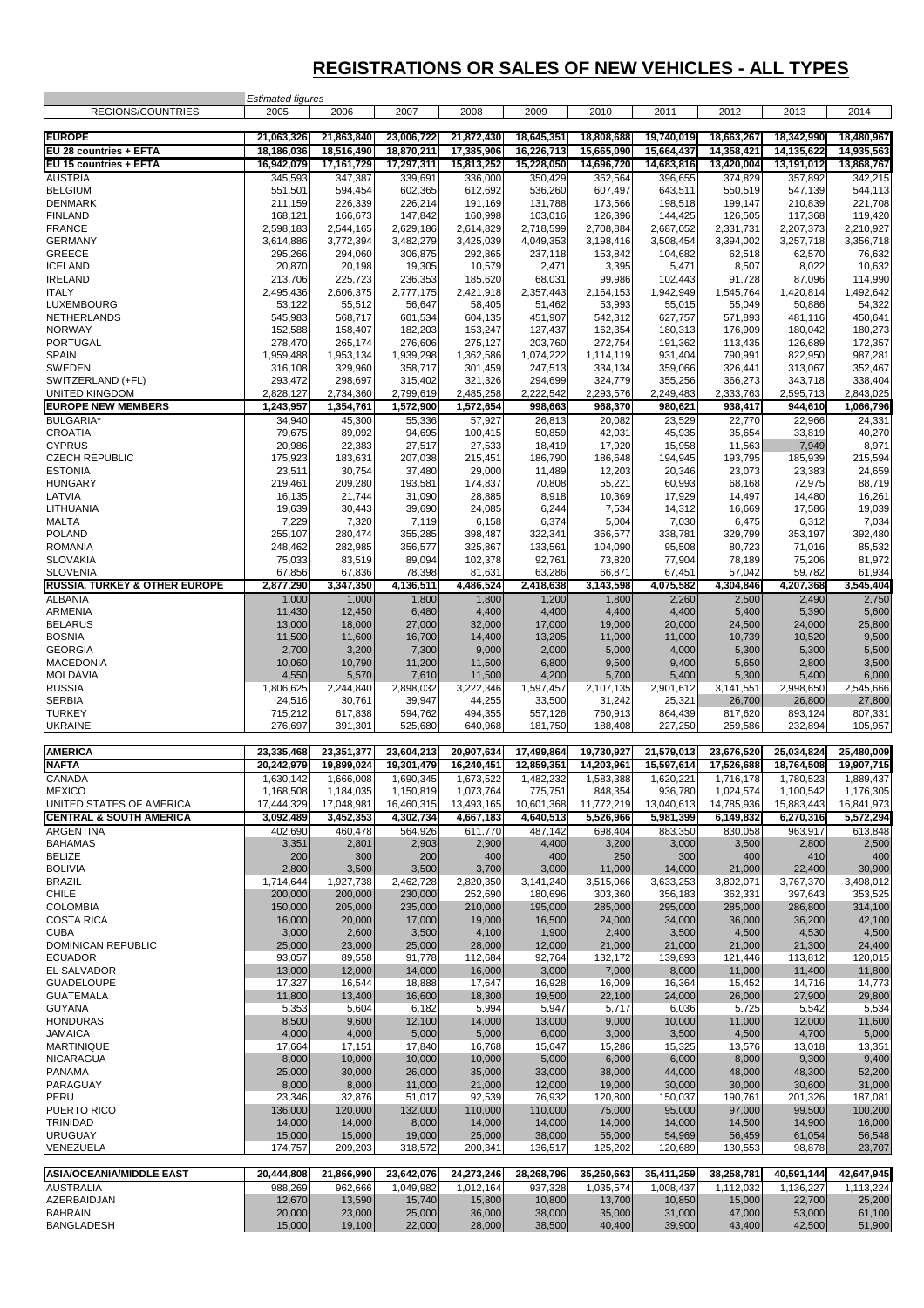# REGISTRATIONS OR SALES OF NEW VEHICLES - ALL TYPES

| REGIONS/COUNTRIES | 2005 | 2006 | 2007 | 2008 | 2009 | 2010 | 2011 | 2012 | 2013 | 2014 |
|---|---|---|---|---|---|---|---|---|---|---|
| | *Estimated figures* | | | | | | | | | |
| **EUROPE** | **21,063,326** | **21,863,840** | **23,006,722** | **21,872,430** | **18,645,351** | **18,808,688** | **19,740,019** | **18,663,267** | **18,342,990** | **18,480,967** |
| **EU 28 countries + EFTA** | **18,186,036** | **18,516,490** | **18,870,211** | **17,385,906** | **16,226,713** | **15,665,090** | **15,664,437** | **14,358,421** | **14,135,622** | **14,935,563** |
| **EU 15 countries + EFTA** | **16,942,079** | **17,161,729** | **17,297,311** | **15,813,252** | **15,228,050** | **14,696,720** | **14,683,816** | **13,420,004** | **13,191,012** | **13,868,767** |
| AUSTRIA | 345,593 | 347,387 | 339,691 | 336,000 | 350,429 | 362,564 | 396,655 | 374,829 | 357,892 | 342,215 |
| BELGIUM | 551,501 | 594,454 | 602,365 | 612,692 | 536,260 | 607,497 | 643,511 | 550,519 | 547,139 | 544,113 |
| DENMARK | 211,159 | 226,339 | 226,214 | 191,169 | 131,788 | 173,566 | 198,518 | 199,147 | 210,839 | 221,708 |
| FINLAND | 168,121 | 166,673 | 147,842 | 160,998 | 103,016 | 126,396 | 144,425 | 126,505 | 117,368 | 119,420 |
| FRANCE | 2,598,183 | 2,544,165 | 2,629,186 | 2,614,829 | 2,718,599 | 2,708,884 | 2,687,052 | 2,331,731 | 2,207,373 | 2,210,927 |
| GERMANY | 3,614,886 | 3,772,394 | 3,482,279 | 3,425,039 | 4,049,353 | 3,198,416 | 3,508,454 | 3,394,002 | 3,257,718 | 3,356,718 |
| GREECE | 295,266 | 294,060 | 306,875 | 292,865 | 237,118 | 153,842 | 104,682 | 62,518 | 62,570 | 76,632 |
| ICELAND | 20,870 | 20,198 | 19,305 | 10,579 | 2,471 | 3,395 | 5,471 | 8,507 | 8,022 | 10,632 |
| IRELAND | 213,706 | 225,723 | 236,353 | 185,620 | 68,031 | 99,986 | 102,443 | 91,728 | 87,096 | 114,990 |
| ITALY | 2,495,436 | 2,606,375 | 2,777,175 | 2,421,918 | 2,357,443 | 2,164,153 | 1,942,949 | 1,545,764 | 1,420,814 | 1,492,642 |
| LUXEMBOURG | 53,122 | 55,512 | 56,647 | 58,405 | 51,462 | 53,993 | 55,015 | 55,049 | 50,886 | 54,322 |
| NETHERLANDS | 545,983 | 568,717 | 601,534 | 604,135 | 451,907 | 542,312 | 627,757 | 571,893 | 481,116 | 450,641 |
| NORWAY | 152,588 | 158,407 | 182,203 | 153,247 | 127,437 | 162,354 | 180,313 | 176,909 | 180,042 | 180,273 |
| PORTUGAL | 278,470 | 265,174 | 276,606 | 275,127 | 203,760 | 272,754 | 191,362 | 113,435 | 126,689 | 172,357 |
| SPAIN | 1,959,488 | 1,953,134 | 1,939,298 | 1,362,586 | 1,074,222 | 1,114,119 | 931,404 | 790,991 | 822,950 | 987,281 |
| SWEDEN | 316,108 | 329,960 | 358,717 | 301,459 | 247,513 | 334,134 | 359,066 | 326,441 | 313,067 | 352,467 |
| SWITZERLAND (+FL) | 293,472 | 298,697 | 315,402 | 321,326 | 294,699 | 324,779 | 355,256 | 366,273 | 343,718 | 338,404 |
| UNITED KINGDOM | 2,828,127 | 2,734,360 | 2,799,619 | 2,485,258 | 2,222,542 | 2,293,576 | 2,249,483 | 2,333,763 | 2,595,713 | 2,843,025 |
| **EUROPE NEW MEMBERS** | **1,243,957** | **1,354,761** | **1,572,900** | **1,572,654** | **998,663** | **968,370** | **980,621** | **938,417** | **944,610** | **1,066,796** |
| BULGARIA* | 34,940 | 45,300 | 55,336 | 57,927 | 26,813 | 20,082 | 23,529 | 22,770 | 22,966 | 24,331 |
| CROATIA | 79,675 | 89,092 | 94,695 | 100,415 | 50,859 | 42,031 | 45,935 | 35,654 | 33,819 | 40,270 |
| CYPRUS | 20,986 | 22,383 | 27,517 | 27,533 | 18,419 | 17,920 | 15,958 | 11,563 | 7,949 | 8,971 |
| CZECH REPUBLIC | 175,923 | 183,631 | 207,038 | 215,451 | 186,790 | 186,648 | 194,945 | 193,795 | 185,939 | 215,594 |
| ESTONIA | 23,511 | 30,754 | 37,480 | 29,000 | 11,489 | 12,203 | 20,346 | 23,073 | 23,383 | 24,659 |
| HUNGARY | 219,461 | 209,280 | 193,581 | 174,837 | 70,808 | 55,221 | 60,993 | 68,168 | 72,975 | 88,719 |
| LATVIA | 16,135 | 21,744 | 31,090 | 28,885 | 8,918 | 10,369 | 17,929 | 14,497 | 14,480 | 16,261 |
| LITHUANIA | 19,639 | 30,443 | 39,690 | 24,085 | 6,244 | 7,534 | 14,312 | 16,669 | 17,586 | 19,039 |
| MALTA | 7,229 | 7,320 | 7,119 | 6,158 | 6,374 | 5,004 | 7,030 | 6,475 | 6,312 | 7,034 |
| POLAND | 255,107 | 280,474 | 355,285 | 398,487 | 322,341 | 366,577 | 338,781 | 329,799 | 353,197 | 392,480 |
| ROMANIA | 248,462 | 282,985 | 356,577 | 325,867 | 133,561 | 104,090 | 95,508 | 80,723 | 71,016 | 85,532 |
| SLOVAKIA | 75,033 | 83,519 | 89,094 | 102,378 | 92,761 | 73,820 | 77,904 | 78,189 | 75,206 | 81,972 |
| SLOVENIA | 67,856 | 67,836 | 78,398 | 81,631 | 63,286 | 66,871 | 67,451 | 57,042 | 59,782 | 61,934 |
| **RUSSIA, TURKEY & OTHER EUROPE** | **2,877,290** | **3,347,350** | **4,136,511** | **4,486,524** | **2,418,638** | **3,143,598** | **4,075,582** | **4,304,846** | **4,207,368** | **3,545,404** |
| ALBANIA | 1,000 | 1,000 | 1,800 | 1,800 | 1,200 | 1,800 | 2,260 | 2,500 | 2,490 | 2,750 |
| ARMENIA | 11,430 | 12,450 | 6,480 | 4,400 | 4,400 | 4,400 | 4,400 | 5,400 | 5,390 | 5,600 |
| BELARUS | 13,000 | 18,000 | 27,000 | 32,000 | 17,000 | 19,000 | 20,000 | 24,500 | 24,000 | 25,800 |
| BOSNIA | 11,500 | 11,600 | 16,700 | 14,400 | 13,205 | 11,000 | 11,000 | 10,739 | 10,520 | 9,500 |
| GEORGIA | 2,700 | 3,200 | 7,300 | 9,000 | 2,000 | 5,000 | 4,000 | 5,300 | 5,300 | 5,500 |
| MACEDONIA | 10,060 | 10,790 | 11,200 | 11,500 | 6,800 | 9,500 | 9,400 | 5,650 | 2,800 | 3,500 |
| MOLDAVIA | 4,550 | 5,570 | 7,610 | 11,500 | 4,200 | 5,700 | 5,400 | 5,300 | 5,400 | 6,000 |
| RUSSIA | 1,806,625 | 2,244,840 | 2,898,032 | 3,222,346 | 1,597,457 | 2,107,135 | 2,901,612 | 3,141,551 | 2,998,650 | 2,545,666 |
| SERBIA | 24,516 | 30,761 | 39,947 | 44,255 | 33,500 | 31,242 | 25,321 | 26,700 | 26,800 | 27,800 |
| TURKEY | 715,212 | 617,838 | 594,762 | 494,355 | 557,126 | 760,913 | 864,439 | 817,620 | 893,124 | 807,331 |
| UKRAINE | 276,697 | 391,301 | 525,680 | 640,968 | 181,750 | 188,408 | 227,250 | 259,586 | 232,894 | 105,957 |
| **AMERICA** | **23,335,468** | **23,351,377** | **23,604,213** | **20,907,634** | **17,499,864** | **19,730,927** | **21,579,013** | **23,676,520** | **25,034,824** | **25,480,009** |
| **NAFTA** | **20,242,979** | **19,899,024** | **19,301,479** | **16,240,451** | **12,859,351** | **14,203,961** | **15,597,614** | **17,526,688** | **18,764,508** | **19,907,715** |
| CANADA | 1,630,142 | 1,666,008 | 1,690,345 | 1,673,522 | 1,482,232 | 1,583,388 | 1,620,221 | 1,716,178 | 1,780,523 | 1,889,437 |
| MEXICO | 1,168,508 | 1,184,035 | 1,150,819 | 1,073,764 | 775,751 | 848,354 | 936,780 | 1,024,574 | 1,100,542 | 1,176,305 |
| UNITED STATES OF AMERICA | 17,444,329 | 17,048,981 | 16,460,315 | 13,493,165 | 10,601,368 | 11,772,219 | 13,040,613 | 14,785,936 | 15,883,443 | 16,841,973 |
| **CENTRAL & SOUTH AMERICA** | **3,092,489** | **3,452,353** | **4,302,734** | **4,667,183** | **4,640,513** | **5,526,966** | **5,981,399** | **6,149,832** | **6,270,316** | **5,572,294** |
| ARGENTINA | 402,690 | 460,478 | 564,926 | 611,770 | 487,142 | 698,404 | 883,350 | 830,058 | 963,917 | 613,848 |
| BAHAMAS | 3,351 | 2,801 | 2,903 | 2,900 | 4,400 | 3,200 | 3,000 | 3,500 | 2,800 | 2,500 |
| BELIZE | 200 | 300 | 200 | 400 | 400 | 250 | 300 | 400 | 410 | 400 |
| BOLIVIA | 2,800 | 3,500 | 3,500 | 3,700 | 3,000 | 11,000 | 14,000 | 21,000 | 22,400 | 30,900 |
| BRAZIL | 1,714,644 | 1,927,738 | 2,462,728 | 2,820,350 | 3,141,240 | 3,515,066 | 3,633,253 | 3,802,071 | 3,767,370 | 3,498,012 |
| CHILE | 200,000 | 200,000 | 230,000 | 252,690 | 180,696 | 303,360 | 356,183 | 362,331 | 397,643 | 353,525 |
| COLOMBIA | 150,000 | 205,000 | 235,000 | 210,000 | 195,000 | 285,000 | 295,000 | 285,000 | 286,800 | 314,100 |
| COSTA RICA | 16,000 | 20,000 | 17,000 | 19,000 | 16,500 | 24,000 | 34,000 | 36,000 | 36,200 | 42,100 |
| CUBA | 3,000 | 2,600 | 3,500 | 4,100 | 1,900 | 2,400 | 3,500 | 4,500 | 4,530 | 4,500 |
| DOMINICAN REPUBLIC | 25,000 | 23,000 | 25,000 | 28,000 | 12,000 | 21,000 | 21,000 | 21,000 | 21,300 | 24,400 |
| ECUADOR | 93,057 | 89,558 | 91,778 | 112,684 | 92,764 | 132,172 | 139,893 | 121,446 | 113,812 | 120,015 |
| EL SALVADOR | 13,000 | 12,000 | 14,000 | 16,000 | 3,000 | 7,000 | 8,000 | 11,000 | 11,400 | 11,800 |
| GUADELOUPE | 17,327 | 16,544 | 18,888 | 17,647 | 16,928 | 16,009 | 16,364 | 15,452 | 14,716 | 14,773 |
| GUATEMALA | 11,800 | 13,400 | 16,600 | 18,300 | 19,500 | 22,100 | 24,000 | 26,000 | 27,900 | 29,800 |
| GUYANA | 5,353 | 5,604 | 6,182 | 5,994 | 5,947 | 5,717 | 6,036 | 5,725 | 5,542 | 5,534 |
| HONDURAS | 8,500 | 9,600 | 12,100 | 14,000 | 13,000 | 9,000 | 10,000 | 11,000 | 12,000 | 11,600 |
| JAMAICA | 4,000 | 4,000 | 5,000 | 5,000 | 6,000 | 3,000 | 3,500 | 4,500 | 4,700 | 5,000 |
| MARTINIQUE | 17,664 | 17,151 | 17,840 | 16,768 | 15,647 | 15,286 | 15,325 | 13,576 | 13,018 | 13,351 |
| NICARAGUA | 8,000 | 10,000 | 10,000 | 10,000 | 5,000 | 6,000 | 6,000 | 8,000 | 9,300 | 9,400 |
| PANAMA | 25,000 | 30,000 | 26,000 | 35,000 | 33,000 | 38,000 | 44,000 | 48,000 | 48,300 | 52,200 |
| PARAGUAY | 8,000 | 8,000 | 11,000 | 21,000 | 12,000 | 19,000 | 30,000 | 30,000 | 30,600 | 31,000 |
| PERU | 23,346 | 32,876 | 51,017 | 92,539 | 76,932 | 120,800 | 150,037 | 190,761 | 201,326 | 187,081 |
| PUERTO RICO | 136,000 | 120,000 | 132,000 | 110,000 | 110,000 | 75,000 | 95,000 | 97,000 | 99,500 | 100,200 |
| TRINIDAD | 14,000 | 14,000 | 14,000 | 14,000 | 14,000 | 14,000 | 14,000 | 14,500 | 14,900 | 16,000 |
| URUGUAY | 15,000 | 15,000 | 19,000 | 25,000 | 38,000 | 55,000 | 54,969 | 56,459 | 61,054 | 56,548 |
| VENEZUELA | 174,757 | 209,203 | 318,572 | 200,341 | 136,517 | 125,202 | 120,689 | 130,553 | 98,878 | 23,707 |
| **ASIA/OCEANIA/MIDDLE EAST** | **20,444,808** | **21,866,990** | **23,642,076** | **24,273,246** | **28,268,796** | **35,250,663** | **35,411,259** | **38,258,781** | **40,591,144** | **42,647,945** |
| AUSTRALIA | 988,269 | 962,666 | 1,049,982 | 1,012,164 | 937,328 | 1,035,574 | 1,008,437 | 1,112,032 | 1,136,227 | 1,113,224 |
| AZERBAIDJAN | 12,670 | 13,590 | 15,740 | 15,800 | 10,800 | 13,700 | 10,850 | 15,000 | 22,700 | 25,200 |
| BAHRAIN | 20,000 | 23,000 | 25,000 | 36,000 | 38,000 | 35,000 | 31,000 | 47,000 | 53,000 | 61,100 |
| BANGLADESH | 15,000 | 19,100 | 22,000 | 28,000 | 38,500 | 40,400 | 39,900 | 43,400 | 42,500 | 51,900 |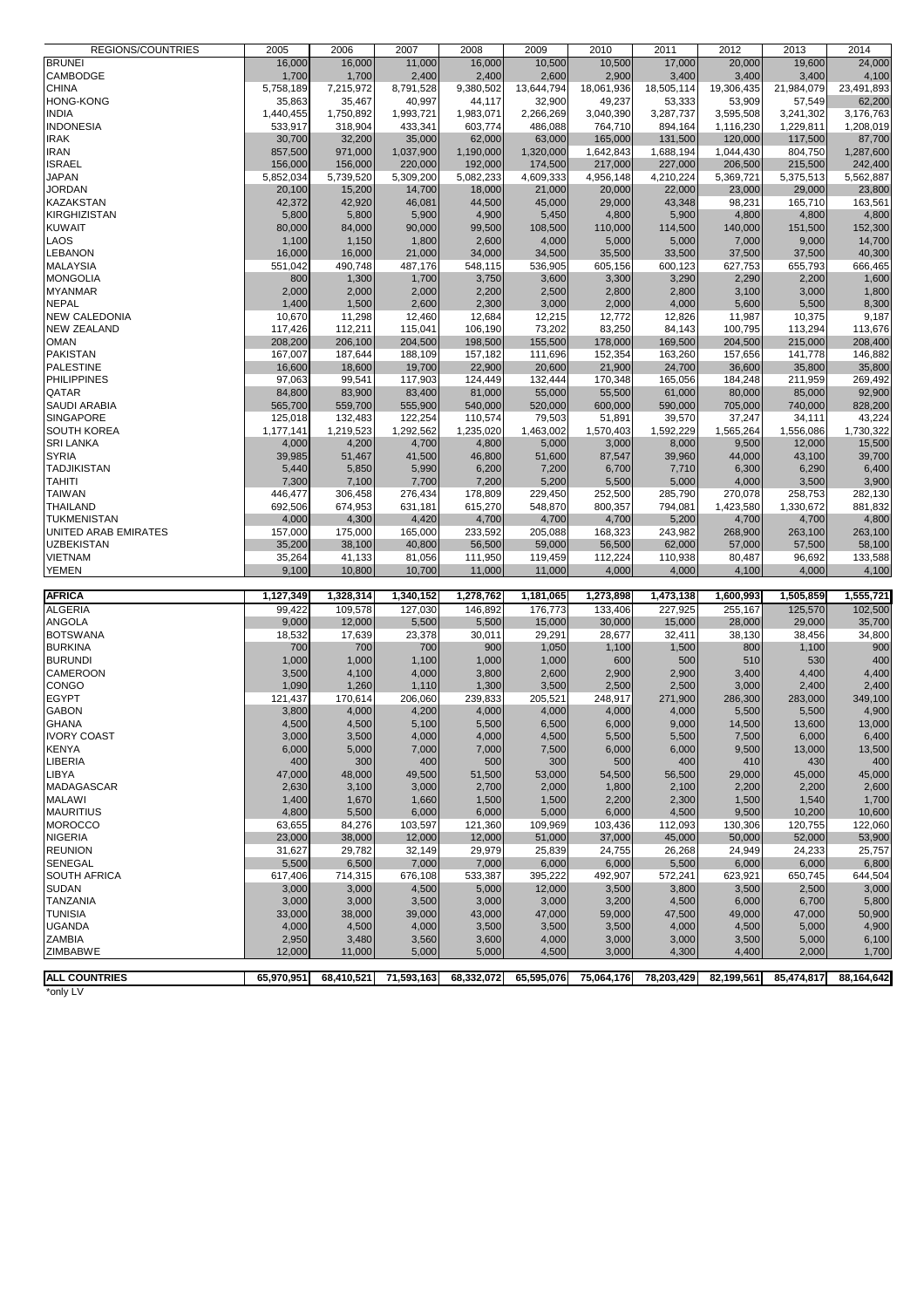| REGIONS/COUNTRIES | 2005 | 2006 | 2007 | 2008 | 2009 | 2010 | 2011 | 2012 | 2013 | 2014 |
|---|---|---|---|---|---|---|---|---|---|---|
| BRUNEI | 16,000 | 16,000 | 11,000 | 16,000 | 10,500 | 10,500 | 17,000 | 20,000 | 19,600 | 24,000 |
| CAMBODGE | 1,700 | 1,700 | 2,400 | 2,400 | 2,600 | 2,900 | 3,400 | 3,400 | 3,400 | 4,100 |
| CHINA | 5,758,189 | 7,215,972 | 8,791,528 | 9,380,502 | 13,644,794 | 18,061,936 | 18,505,114 | 19,306,435 | 21,984,079 | 23,491,893 |
| HONG-KONG | 35,863 | 35,467 | 40,997 | 44,117 | 32,900 | 49,237 | 53,333 | 53,909 | 57,549 | 62,200 |
| INDIA | 1,440,455 | 1,750,892 | 1,993,721 | 1,983,071 | 2,266,269 | 3,040,390 | 3,287,737 | 3,595,508 | 3,241,302 | 3,176,763 |
| INDONESIA | 533,917 | 318,904 | 433,341 | 603,774 | 486,088 | 764,710 | 894,164 | 1,116,230 | 1,229,811 | 1,208,019 |
| IRAK | 30,700 | 32,200 | 35,000 | 62,000 | 63,000 | 165,000 | 131,500 | 120,000 | 117,500 | 87,700 |
| IRAN | 857,500 | 971,000 | 1,037,900 | 1,190,000 | 1,320,000 | 1,642,843 | 1,688,194 | 1,044,430 | 804,750 | 1,287,600 |
| ISRAEL | 156,000 | 156,000 | 220,000 | 192,000 | 174,500 | 217,000 | 227,000 | 206,500 | 215,500 | 242,400 |
| JAPAN | 5,852,034 | 5,739,520 | 5,309,200 | 5,082,233 | 4,609,333 | 4,956,148 | 4,210,224 | 5,369,721 | 5,375,513 | 5,562,887 |
| JORDAN | 20,100 | 15,200 | 14,700 | 18,000 | 21,000 | 20,000 | 22,000 | 23,000 | 29,000 | 23,800 |
| KAZAKSTAN | 42,372 | 42,920 | 46,081 | 44,500 | 45,000 | 29,000 | 43,348 | 98,231 | 165,710 | 163,561 |
| KIRGHIZISTAN | 5,800 | 5,800 | 5,900 | 4,900 | 5,450 | 4,800 | 5,900 | 4,800 | 4,800 | 4,800 |
| KUWAIT | 80,000 | 84,000 | 90,000 | 99,500 | 108,500 | 110,000 | 114,500 | 140,000 | 151,500 | 152,300 |
| LAOS | 1,100 | 1,150 | 1,800 | 2,600 | 4,000 | 5,000 | 5,000 | 7,000 | 9,000 | 14,700 |
| LEBANON | 16,000 | 16,000 | 21,000 | 34,000 | 34,500 | 35,500 | 33,500 | 37,500 | 37,500 | 40,300 |
| MALAYSIA | 551,042 | 490,748 | 487,176 | 548,115 | 536,905 | 605,156 | 600,123 | 627,753 | 655,793 | 666,465 |
| MONGOLIA | 800 | 1,300 | 1,700 | 3,750 | 3,600 | 3,300 | 3,290 | 2,290 | 2,200 | 1,600 |
| MYANMAR | 2,000 | 2,000 | 2,000 | 2,200 | 2,500 | 2,800 | 2,800 | 3,100 | 3,000 | 1,800 |
| NEPAL | 1,400 | 1,500 | 2,600 | 2,300 | 3,000 | 2,000 | 4,000 | 5,600 | 5,500 | 8,300 |
| NEW CALEDONIA | 10,670 | 11,298 | 12,460 | 12,684 | 12,215 | 12,772 | 12,826 | 11,987 | 10,375 | 9,187 |
| NEW ZEALAND | 117,426 | 112,211 | 115,041 | 106,190 | 73,202 | 83,250 | 84,143 | 100,795 | 113,294 | 113,676 |
| OMAN | 208,200 | 206,100 | 204,500 | 198,500 | 155,500 | 178,000 | 169,500 | 204,500 | 215,000 | 208,400 |
| PAKISTAN | 167,007 | 187,644 | 188,109 | 157,182 | 111,696 | 152,354 | 163,260 | 157,656 | 141,778 | 146,882 |
| PALESTINE | 16,600 | 18,600 | 19,700 | 22,900 | 20,600 | 21,900 | 24,700 | 36,600 | 35,800 | 35,800 |
| PHILIPPINES | 97,063 | 99,541 | 117,903 | 124,449 | 132,444 | 170,348 | 165,056 | 184,248 | 211,959 | 269,492 |
| QATAR | 84,800 | 83,900 | 83,400 | 81,000 | 55,000 | 55,500 | 61,000 | 80,000 | 85,000 | 92,900 |
| SAUDI ARABIA | 565,700 | 559,700 | 555,900 | 540,000 | 520,000 | 600,000 | 590,000 | 705,000 | 740,000 | 828,200 |
| SINGAPORE | 125,018 | 132,483 | 122,254 | 110,574 | 79,503 | 51,891 | 39,570 | 37,247 | 34,111 | 43,224 |
| SOUTH KOREA | 1,177,141 | 1,219,523 | 1,292,562 | 1,235,020 | 1,463,002 | 1,570,403 | 1,592,229 | 1,565,264 | 1,556,086 | 1,730,322 |
| SRI LANKA | 4,000 | 4,200 | 4,700 | 4,800 | 5,000 | 3,000 | 8,000 | 9,500 | 12,000 | 15,500 |
| SYRIA | 39,985 | 51,467 | 41,500 | 46,800 | 51,600 | 87,547 | 39,960 | 44,000 | 43,100 | 39,700 |
| TADJIKISTAN | 5,440 | 5,850 | 5,990 | 6,200 | 7,200 | 6,700 | 7,710 | 6,300 | 6,290 | 6,400 |
| TAHITI | 7,300 | 7,100 | 7,700 | 7,200 | 5,200 | 5,500 | 5,000 | 4,000 | 3,500 | 3,900 |
| TAIWAN | 446,477 | 306,458 | 276,434 | 178,809 | 229,450 | 252,500 | 285,790 | 270,078 | 258,753 | 282,130 |
| THAILAND | 692,506 | 674,953 | 631,181 | 615,270 | 548,870 | 800,357 | 794,081 | 1,423,580 | 1,330,672 | 881,832 |
| TUKMENISTAN | 4,000 | 4,300 | 4,420 | 4,700 | 4,700 | 4,700 | 5,200 | 4,700 | 4,700 | 4,800 |
| UNITED ARAB EMIRATES | 157,000 | 175,000 | 165,000 | 233,592 | 205,088 | 168,323 | 243,982 | 268,900 | 263,100 | 263,100 |
| UZBEKISTAN | 35,200 | 38,100 | 40,800 | 56,500 | 59,000 | 56,500 | 62,000 | 57,000 | 57,500 | 58,100 |
| VIETNAM | 35,264 | 41,133 | 81,056 | 111,950 | 119,459 | 112,224 | 110,938 | 80,487 | 96,692 | 133,588 |
| YEMEN | 9,100 | 10,800 | 10,700 | 11,000 | 11,000 | 4,000 | 4,000 | 4,100 | 4,000 | 4,100 |
| **AFRICA** | **1,127,349** | **1,328,314** | **1,340,152** | **1,278,762** | **1,181,065** | **1,273,898** | **1,473,138** | **1,600,993** | **1,505,859** | **1,555,721** |
| ALGERIA | 99,422 | 109,578 | 127,030 | 146,892 | 176,773 | 133,406 | 227,925 | 255,167 | 125,570 | 102,500 |
| ANGOLA | 9,000 | 12,000 | 5,500 | 5,500 | 15,000 | 30,000 | 15,000 | 28,000 | 29,000 | 35,700 |
| BOTSWANA | 18,532 | 17,639 | 23,378 | 30,011 | 29,291 | 28,677 | 32,411 | 38,130 | 38,456 | 34,800 |
| BURKINA | 700 | 700 | 700 | 900 | 1,050 | 1,100 | 1,500 | 800 | 1,100 | 900 |
| BURUNDI | 1,000 | 1,000 | 1,100 | 1,000 | 1,000 | 600 | 500 | 510 | 530 | 400 |
| CAMEROON | 3,500 | 4,100 | 4,000 | 3,800 | 2,600 | 2,900 | 2,900 | 3,400 | 4,400 | 4,400 |
| CONGO | 1,090 | 1,260 | 1,110 | 1,300 | 3,500 | 2,500 | 2,500 | 3,000 | 2,400 | 2,400 |
| EGYPT | 121,437 | 170,614 | 206,060 | 239,833 | 205,521 | 248,917 | 271,900 | 286,300 | 283,000 | 349,100 |
| GABON | 3,800 | 4,000 | 4,200 | 4,000 | 4,000 | 4,000 | 4,000 | 5,500 | 5,500 | 4,900 |
| GHANA | 4,500 | 4,500 | 5,100 | 5,500 | 6,500 | 6,000 | 9,000 | 14,500 | 13,600 | 13,000 |
| IVORY COAST | 3,000 | 3,500 | 4,000 | 4,000 | 4,500 | 5,500 | 5,500 | 7,500 | 6,000 | 6,400 |
| KENYA | 6,000 | 5,000 | 7,000 | 7,000 | 7,500 | 6,000 | 6,000 | 9,500 | 13,000 | 13,500 |
| LIBERIA | 400 | 300 | 400 | 500 | 300 | 500 | 400 | 410 | 430 | 400 |
| LIBYA | 47,000 | 48,000 | 49,500 | 51,500 | 53,000 | 54,500 | 56,500 | 29,000 | 45,000 | 45,000 |
| MADAGASCAR | 2,630 | 3,100 | 3,000 | 2,700 | 2,000 | 1,800 | 2,100 | 2,200 | 2,200 | 2,600 |
| MALAWI | 1,400 | 1,670 | 1,660 | 1,500 | 1,500 | 2,200 | 2,300 | 1,500 | 1,540 | 1,700 |
| MAURITIUS | 4,800 | 5,500 | 6,000 | 6,000 | 5,000 | 6,000 | 4,500 | 9,500 | 10,200 | 10,600 |
| MOROCCO | 63,655 | 84,276 | 103,597 | 121,360 | 109,969 | 103,436 | 112,093 | 130,306 | 120,755 | 122,060 |
| NIGERIA | 23,000 | 38,000 | 12,000 | 12,000 | 51,000 | 37,000 | 45,000 | 50,000 | 52,000 | 53,900 |
| REUNION | 31,627 | 29,782 | 32,149 | 29,979 | 25,839 | 24,755 | 26,268 | 24,949 | 24,233 | 25,757 |
| SENEGAL | 5,500 | 6,500 | 7,000 | 7,000 | 6,000 | 6,000 | 5,500 | 6,000 | 6,000 | 6,800 |
| SOUTH AFRICA | 617,406 | 714,315 | 676,108 | 533,387 | 395,222 | 492,907 | 572,241 | 623,921 | 650,745 | 644,504 |
| SUDAN | 3,000 | 3,000 | 4,500 | 5,000 | 12,000 | 3,500 | 3,800 | 3,500 | 2,500 | 3,000 |
| TANZANIA | 3,000 | 3,000 | 3,500 | 3,000 | 3,000 | 3,200 | 4,500 | 6,000 | 6,700 | 5,800 |
| TUNISIA | 33,000 | 38,000 | 39,000 | 43,000 | 47,000 | 59,000 | 47,500 | 49,000 | 47,000 | 50,900 |
| UGANDA | 4,000 | 4,500 | 4,000 | 3,500 | 3,500 | 3,500 | 4,000 | 4,500 | 5,000 | 4,900 |
| ZAMBIA | 2,950 | 3,480 | 3,560 | 3,600 | 4,000 | 3,000 | 3,000 | 3,500 | 5,000 | 6,100 |
| ZIMBABWE | 12,000 | 11,000 | 5,000 | 5,000 | 4,500 | 3,000 | 4,300 | 4,400 | 2,000 | 1,700 |
| **ALL COUNTRIES** | **65,970,951** | **68,410,521** | **71,593,163** | **68,332,072** | **65,595,076** | **75,064,176** | **78,203,429** | **82,199,561** | **85,474,817** | **88,164,642** |

*only LV